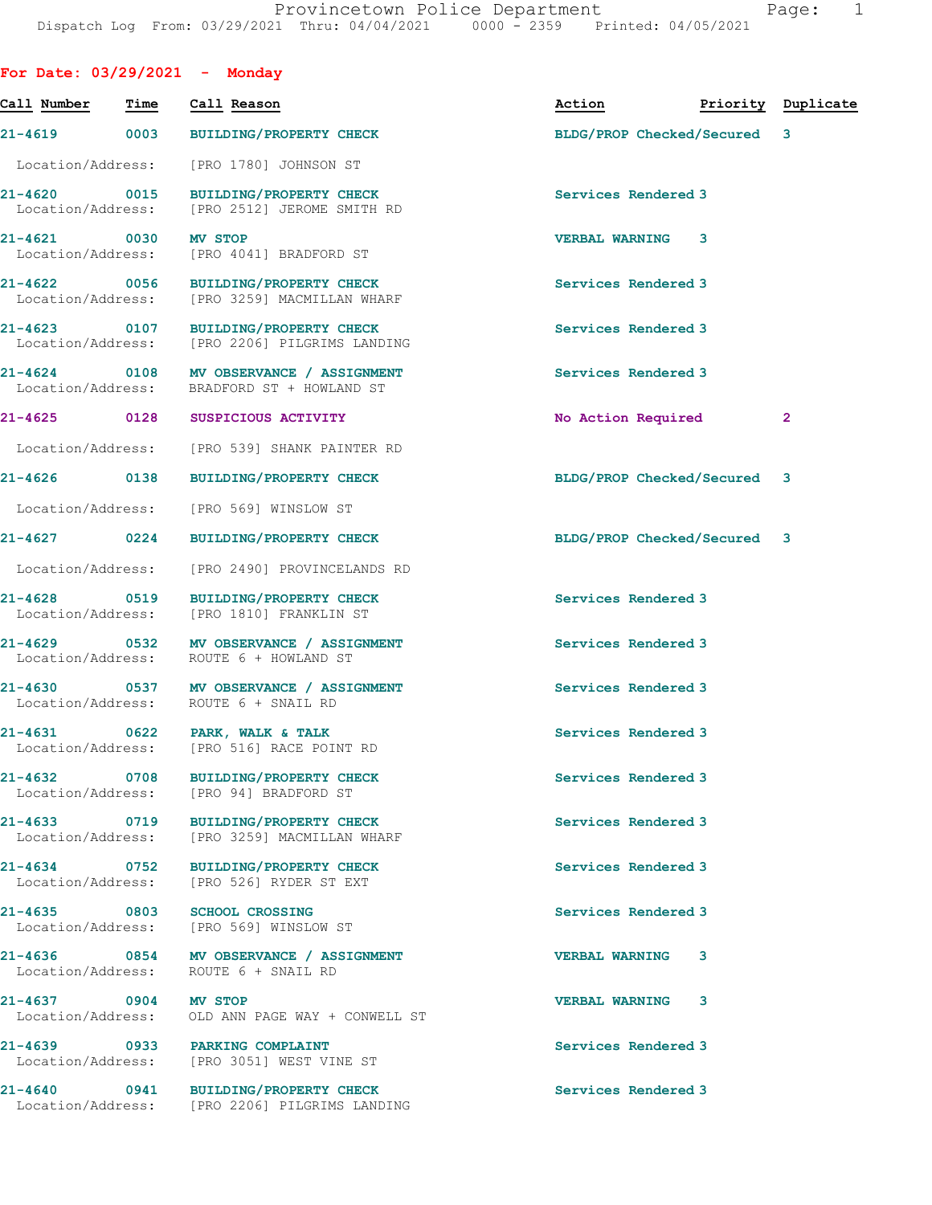Provincetown Police Department
Dispatch Log From: 03/29/2021 Thru: 04/04/2021 0000 - 2359 Printed: 04/05/2021

## For Date: 03/29/2021 - Monday

| Call Number | Time | Call Reason | Action | Priority | Duplicate |
|---|---|---|---|---|---|
| 21-4619 | 0003 | BUILDING/PROPERTY CHECK | BLDG/PROP Checked/Secured | 3 | |
| Location/Address: | | [PRO 1780] JOHNSON ST | | | |
| 21-4620 | 0015 | BUILDING/PROPERTY CHECK | Services Rendered | 3 | |
| Location/Address: | | [PRO 2512] JEROME SMITH RD | | | |
| 21-4621 | 0030 | MV STOP | VERBAL WARNING | 3 | |
| Location/Address: | | [PRO 4041] BRADFORD ST | | | |
| 21-4622 | 0056 | BUILDING/PROPERTY CHECK | Services Rendered | 3 | |
| Location/Address: | | [PRO 3259] MACMILLAN WHARF | | | |
| 21-4623 | 0107 | BUILDING/PROPERTY CHECK | Services Rendered | 3 | |
| Location/Address: | | [PRO 2206] PILGRIMS LANDING | | | |
| 21-4624 | 0108 | MV OBSERVANCE / ASSIGNMENT | Services Rendered | 3 | |
| Location/Address: | | BRADFORD ST + HOWLAND ST | | | |
| 21-4625 | 0128 | SUSPICIOUS ACTIVITY | No Action Required | 2 | |
| Location/Address: | | [PRO 539] SHANK PAINTER RD | | | |
| 21-4626 | 0138 | BUILDING/PROPERTY CHECK | BLDG/PROP Checked/Secured | 3 | |
| Location/Address: | | [PRO 569] WINSLOW ST | | | |
| 21-4627 | 0224 | BUILDING/PROPERTY CHECK | BLDG/PROP Checked/Secured | 3 | |
| Location/Address: | | [PRO 2490] PROVINCELANDS RD | | | |
| 21-4628 | 0519 | BUILDING/PROPERTY CHECK | Services Rendered | 3 | |
| Location/Address: | | [PRO 1810] FRANKLIN ST | | | |
| 21-4629 | 0532 | MV OBSERVANCE / ASSIGNMENT | Services Rendered | 3 | |
| Location/Address: | | ROUTE 6 + HOWLAND ST | | | |
| 21-4630 | 0537 | MV OBSERVANCE / ASSIGNMENT | Services Rendered | 3 | |
| Location/Address: | | ROUTE 6 + SNAIL RD | | | |
| 21-4631 | 0622 | PARK, WALK & TALK | Services Rendered | 3 | |
| Location/Address: | | [PRO 516] RACE POINT RD | | | |
| 21-4632 | 0708 | BUILDING/PROPERTY CHECK | Services Rendered | 3 | |
| Location/Address: | | [PRO 94] BRADFORD ST | | | |
| 21-4633 | 0719 | BUILDING/PROPERTY CHECK | Services Rendered | 3 | |
| Location/Address: | | [PRO 3259] MACMILLAN WHARF | | | |
| 21-4634 | 0752 | BUILDING/PROPERTY CHECK | Services Rendered | 3 | |
| Location/Address: | | [PRO 526] RYDER ST EXT | | | |
| 21-4635 | 0803 | SCHOOL CROSSING | Services Rendered | 3 | |
| Location/Address: | | [PRO 569] WINSLOW ST | | | |
| 21-4636 | 0854 | MV OBSERVANCE / ASSIGNMENT | VERBAL WARNING | 3 | |
| Location/Address: | | ROUTE 6 + SNAIL RD | | | |
| 21-4637 | 0904 | MV STOP | VERBAL WARNING | 3 | |
| Location/Address: | | OLD ANN PAGE WAY + CONWELL ST | | | |
| 21-4639 | 0933 | PARKING COMPLAINT | Services Rendered | 3 | |
| Location/Address: | | [PRO 3051] WEST VINE ST | | | |
| 21-4640 | 0941 | BUILDING/PROPERTY CHECK | Services Rendered | 3 | |
| Location/Address: | | [PRO 2206] PILGRIMS LANDING | | | |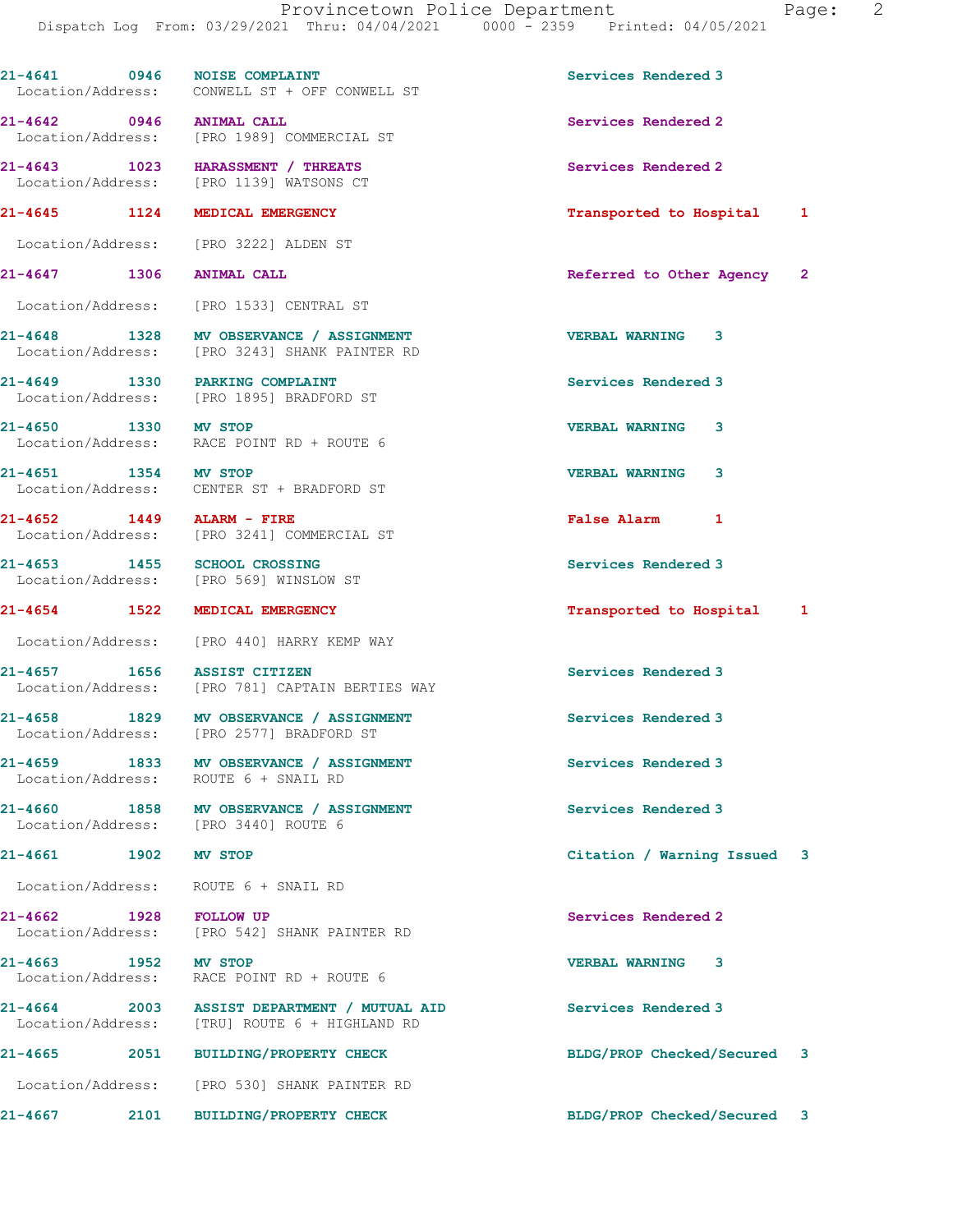| Call Number | Time | Call Reason | Action | Priority |
|---|---|---|---|---|
| 21-4641 | 0946 | NOISE COMPLAINT | Services Rendered | 3 |
| Location/Address: | | CONWELL ST + OFF CONWELL ST | | |
| 21-4642 | 0946 | ANIMAL CALL | Services Rendered | 2 |
| Location/Address: | | [PRO 1989] COMMERCIAL ST | | |
| 21-4643 | 1023 | HARASSMENT / THREATS | Services Rendered | 2 |
| Location/Address: | | [PRO 1139] WATSONS CT | | |
| 21-4645 | 1124 | MEDICAL EMERGENCY | Transported to Hospital | 1 |
| Location/Address: | | [PRO 3222] ALDEN ST | | |
| 21-4647 | 1306 | ANIMAL CALL | Referred to Other Agency | 2 |
| Location/Address: | | [PRO 1533] CENTRAL ST | | |
| 21-4648 | 1328 | MV OBSERVANCE / ASSIGNMENT | VERBAL WARNING | 3 |
| Location/Address: | | [PRO 3243] SHANK PAINTER RD | | |
| 21-4649 | 1330 | PARKING COMPLAINT | Services Rendered | 3 |
| Location/Address: | | [PRO 1895] BRADFORD ST | | |
| 21-4650 | 1330 | MV STOP | VERBAL WARNING | 3 |
| Location/Address: | | RACE POINT RD + ROUTE 6 | | |
| 21-4651 | 1354 | MV STOP | VERBAL WARNING | 3 |
| Location/Address: | | CENTER ST + BRADFORD ST | | |
| 21-4652 | 1449 | ALARM - FIRE | False Alarm | 1 |
| Location/Address: | | [PRO 3241] COMMERCIAL ST | | |
| 21-4653 | 1455 | SCHOOL CROSSING | Services Rendered | 3 |
| Location/Address: | | [PRO 569] WINSLOW ST | | |
| 21-4654 | 1522 | MEDICAL EMERGENCY | Transported to Hospital | 1 |
| Location/Address: | | [PRO 440] HARRY KEMP WAY | | |
| 21-4657 | 1656 | ASSIST CITIZEN | Services Rendered | 3 |
| Location/Address: | | [PRO 781] CAPTAIN BERTIES WAY | | |
| 21-4658 | 1829 | MV OBSERVANCE / ASSIGNMENT | Services Rendered | 3 |
| Location/Address: | | [PRO 2577] BRADFORD ST | | |
| 21-4659 | 1833 | MV OBSERVANCE / ASSIGNMENT | Services Rendered | 3 |
| Location/Address: | | ROUTE 6 + SNAIL RD | | |
| 21-4660 | 1858 | MV OBSERVANCE / ASSIGNMENT | Services Rendered | 3 |
| Location/Address: | | [PRO 3440] ROUTE 6 | | |
| 21-4661 | 1902 | MV STOP | Citation / Warning Issued | 3 |
| Location/Address: | | ROUTE 6 + SNAIL RD | | |
| 21-4662 | 1928 | FOLLOW UP | Services Rendered | 2 |
| Location/Address: | | [PRO 542] SHANK PAINTER RD | | |
| 21-4663 | 1952 | MV STOP | VERBAL WARNING | 3 |
| Location/Address: | | RACE POINT RD + ROUTE 6 | | |
| 21-4664 | 2003 | ASSIST DEPARTMENT / MUTUAL AID | Services Rendered | 3 |
| Location/Address: | | [TRU] ROUTE 6 + HIGHLAND RD | | |
| 21-4665 | 2051 | BUILDING/PROPERTY CHECK | BLDG/PROP Checked/Secured | 3 |
| Location/Address: | | [PRO 530] SHANK PAINTER RD | | |
| 21-4667 | 2101 | BUILDING/PROPERTY CHECK | BLDG/PROP Checked/Secured | 3 |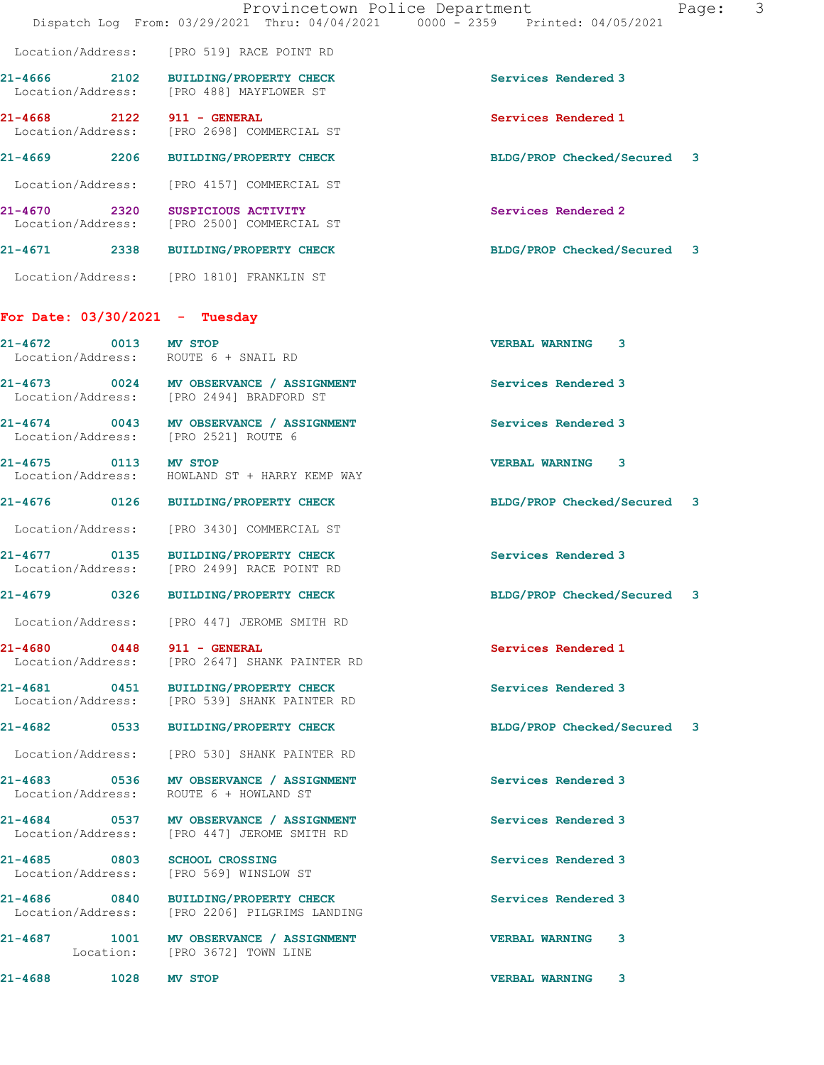Location/Address: [PRO 519] RACE POINT RD

**21-4666** 2102 **BUILDING/PROPERTY CHECK** Services Rendered 3
Location/Address: [PRO 488] MAYFLOWER ST

**21-4668** 2122 **911 - GENERAL** Services Rendered 1
Location/Address: [PRO 2698] COMMERCIAL ST

**21-4669** 2206 **BUILDING/PROPERTY CHECK** BLDG/PROP Checked/Secured 3
Location/Address: [PRO 4157] COMMERCIAL ST

**21-4670** 2320 **SUSPICIOUS ACTIVITY** Services Rendered 2
Location/Address: [PRO 2500] COMMERCIAL ST

**21-4671** 2338 **BUILDING/PROPERTY CHECK** BLDG/PROP Checked/Secured 3
Location/Address: [PRO 1810] FRANKLIN ST

## For Date: 03/30/2021 - Tuesday

**21-4672** 0013 **MV STOP** VERBAL WARNING 3
Location/Address: ROUTE 6 + SNAIL RD

**21-4673** 0024 **MV OBSERVANCE / ASSIGNMENT** Services Rendered 3
Location/Address: [PRO 2494] BRADFORD ST

**21-4674** 0043 **MV OBSERVANCE / ASSIGNMENT** Services Rendered 3
Location/Address: [PRO 2521] ROUTE 6

**21-4675** 0113 **MV STOP** VERBAL WARNING 3
Location/Address: HOWLAND ST + HARRY KEMP WAY

**21-4676** 0126 **BUILDING/PROPERTY CHECK** BLDG/PROP Checked/Secured 3
Location/Address: [PRO 3430] COMMERCIAL ST

**21-4677** 0135 **BUILDING/PROPERTY CHECK** Services Rendered 3
Location/Address: [PRO 2499] RACE POINT RD

**21-4679** 0326 **BUILDING/PROPERTY CHECK** BLDG/PROP Checked/Secured 3
Location/Address: [PRO 447] JEROME SMITH RD

**21-4680** 0448 **911 - GENERAL** Services Rendered 1
Location/Address: [PRO 2647] SHANK PAINTER RD

**21-4681** 0451 **BUILDING/PROPERTY CHECK** Services Rendered 3
Location/Address: [PRO 539] SHANK PAINTER RD

**21-4682** 0533 **BUILDING/PROPERTY CHECK** BLDG/PROP Checked/Secured 3
Location/Address: [PRO 530] SHANK PAINTER RD

**21-4683** 0536 **MV OBSERVANCE / ASSIGNMENT** Services Rendered 3
Location/Address: ROUTE 6 + HOWLAND ST

**21-4684** 0537 **MV OBSERVANCE / ASSIGNMENT** Services Rendered 3
Location/Address: [PRO 447] JEROME SMITH RD

**21-4685** 0803 **SCHOOL CROSSING** Services Rendered 3
Location/Address: [PRO 569] WINSLOW ST

**21-4686** 0840 **BUILDING/PROPERTY CHECK** Services Rendered 3
Location/Address: [PRO 2206] PILGRIMS LANDING

**21-4687** 1001 **MV OBSERVANCE / ASSIGNMENT** VERBAL WARNING 3
Location: [PRO 3672] TOWN LINE

**21-4688** 1028 **MV STOP** VERBAL WARNING 3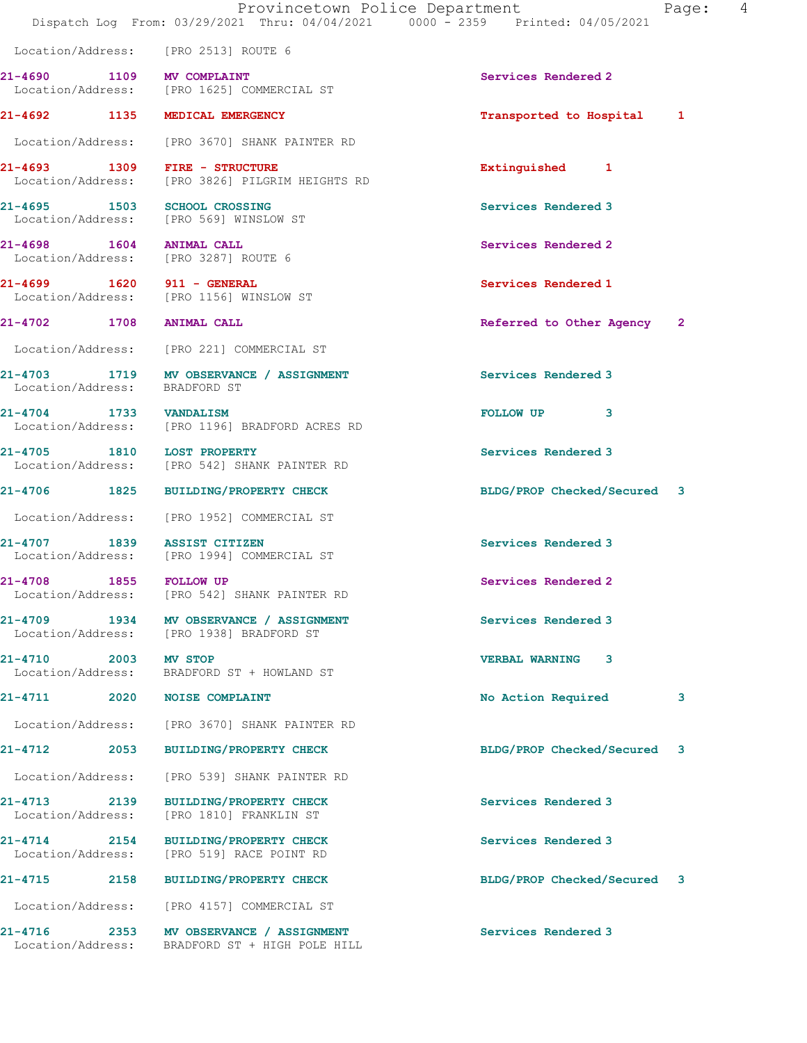Location/Address: [PRO 2513] ROUTE 6

| Call # | Time | Call Reason | Action | Priority |
|---|---|---|---|---|
| 21-4690 | 1109 | MV COMPLAINT | Services Rendered | 2 |
| | | Location/Address: [PRO 1625] COMMERCIAL ST | | |
| 21-4692 | 1135 | MEDICAL EMERGENCY | Transported to Hospital | 1 |
| | | Location/Address: [PRO 3670] SHANK PAINTER RD | | |
| 21-4693 | 1309 | FIRE - STRUCTURE | Extinguished | 1 |
| | | Location/Address: [PRO 3826] PILGRIM HEIGHTS RD | | |
| 21-4695 | 1503 | SCHOOL CROSSING | Services Rendered | 3 |
| | | Location/Address: [PRO 569] WINSLOW ST | | |
| 21-4698 | 1604 | ANIMAL CALL | Services Rendered | 2 |
| | | Location/Address: [PRO 3287] ROUTE 6 | | |
| 21-4699 | 1620 | 911 - GENERAL | Services Rendered | 1 |
| | | Location/Address: [PRO 1156] WINSLOW ST | | |
| 21-4702 | 1708 | ANIMAL CALL | Referred to Other Agency | 2 |
| | | Location/Address: [PRO 221] COMMERCIAL ST | | |
| 21-4703 | 1719 | MV OBSERVANCE / ASSIGNMENT | Services Rendered | 3 |
| | | Location/Address: BRADFORD ST | | |
| 21-4704 | 1733 | VANDALISM | FOLLOW UP | 3 |
| | | Location/Address: [PRO 1196] BRADFORD ACRES RD | | |
| 21-4705 | 1810 | LOST PROPERTY | Services Rendered | 3 |
| | | Location/Address: [PRO 542] SHANK PAINTER RD | | |
| 21-4706 | 1825 | BUILDING/PROPERTY CHECK | BLDG/PROP Checked/Secured | 3 |
| | | Location/Address: [PRO 1952] COMMERCIAL ST | | |
| 21-4707 | 1839 | ASSIST CITIZEN | Services Rendered | 3 |
| | | Location/Address: [PRO 1994] COMMERCIAL ST | | |
| 21-4708 | 1855 | FOLLOW UP | Services Rendered | 2 |
| | | Location/Address: [PRO 542] SHANK PAINTER RD | | |
| 21-4709 | 1934 | MV OBSERVANCE / ASSIGNMENT | Services Rendered | 3 |
| | | Location/Address: [PRO 1938] BRADFORD ST | | |
| 21-4710 | 2003 | MV STOP | VERBAL WARNING | 3 |
| | | Location/Address: BRADFORD ST + HOWLAND ST | | |
| 21-4711 | 2020 | NOISE COMPLAINT | No Action Required | 3 |
| | | Location/Address: [PRO 3670] SHANK PAINTER RD | | |
| 21-4712 | 2053 | BUILDING/PROPERTY CHECK | BLDG/PROP Checked/Secured | 3 |
| | | Location/Address: [PRO 539] SHANK PAINTER RD | | |
| 21-4713 | 2139 | BUILDING/PROPERTY CHECK | Services Rendered | 3 |
| | | Location/Address: [PRO 1810] FRANKLIN ST | | |
| 21-4714 | 2154 | BUILDING/PROPERTY CHECK | Services Rendered | 3 |
| | | Location/Address: [PRO 519] RACE POINT RD | | |
| 21-4715 | 2158 | BUILDING/PROPERTY CHECK | BLDG/PROP Checked/Secured | 3 |
| | | Location/Address: [PRO 4157] COMMERCIAL ST | | |
| 21-4716 | 2353 | MV OBSERVANCE / ASSIGNMENT | Services Rendered | 3 |
| | | Location/Address: BRADFORD ST + HIGH POLE HILL | | |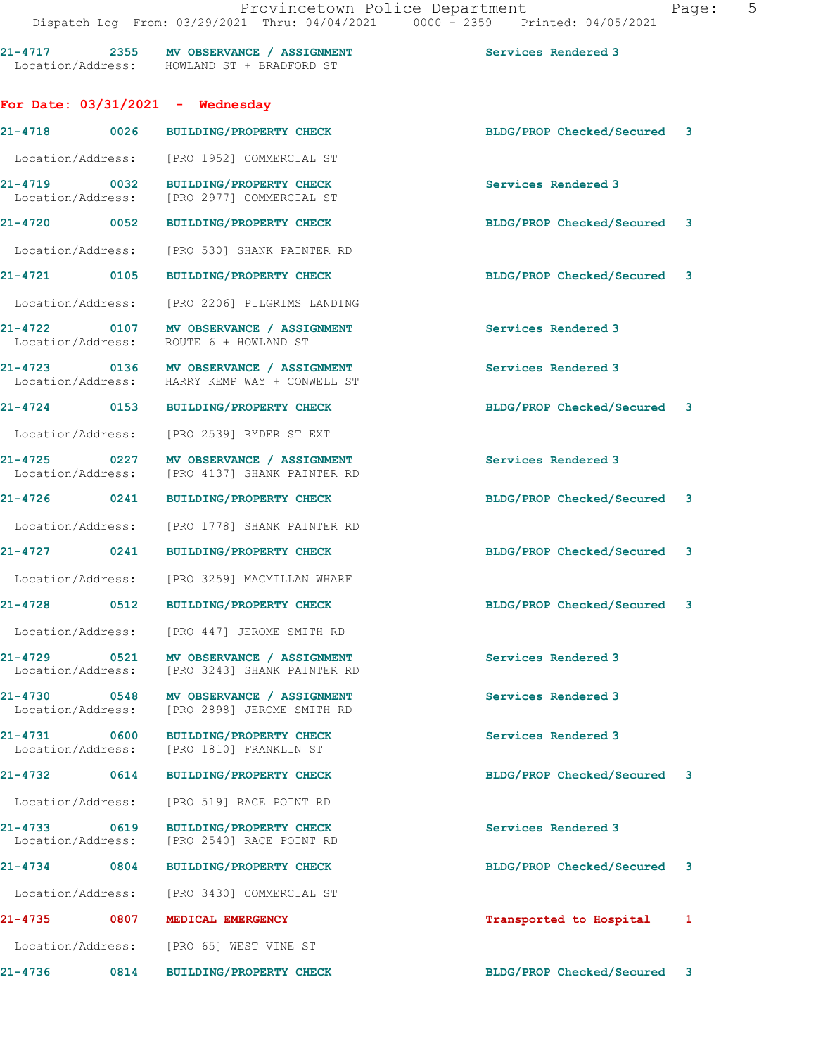21-4717 2355 MV OBSERVANCE / ASSIGNMENT Services Rendered 3
Location/Address: HOWLAND ST + BRADFORD ST

**For Date: 03/31/2021 - Wednesday**

21-4718 0026 BUILDING/PROPERTY CHECK BLDG/PROP Checked/Secured 3
Location/Address: [PRO 1952] COMMERCIAL ST

21-4719 0032 BUILDING/PROPERTY CHECK Services Rendered 3
Location/Address: [PRO 2977] COMMERCIAL ST

21-4720 0052 BUILDING/PROPERTY CHECK BLDG/PROP Checked/Secured 3
Location/Address: [PRO 530] SHANK PAINTER RD

21-4721 0105 BUILDING/PROPERTY CHECK BLDG/PROP Checked/Secured 3
Location/Address: [PRO 2206] PILGRIMS LANDING

21-4722 0107 MV OBSERVANCE / ASSIGNMENT Services Rendered 3
Location/Address: ROUTE 6 + HOWLAND ST

21-4723 0136 MV OBSERVANCE / ASSIGNMENT Services Rendered 3
Location/Address: HARRY KEMP WAY + CONWELL ST

21-4724 0153 BUILDING/PROPERTY CHECK BLDG/PROP Checked/Secured 3
Location/Address: [PRO 2539] RYDER ST EXT

21-4725 0227 MV OBSERVANCE / ASSIGNMENT Services Rendered 3
Location/Address: [PRO 4137] SHANK PAINTER RD

21-4726 0241 BUILDING/PROPERTY CHECK BLDG/PROP Checked/Secured 3
Location/Address: [PRO 1778] SHANK PAINTER RD

21-4727 0241 BUILDING/PROPERTY CHECK BLDG/PROP Checked/Secured 3
Location/Address: [PRO 3259] MACMILLAN WHARF

21-4728 0512 BUILDING/PROPERTY CHECK BLDG/PROP Checked/Secured 3
Location/Address: [PRO 447] JEROME SMITH RD

21-4729 0521 MV OBSERVANCE / ASSIGNMENT Services Rendered 3
Location/Address: [PRO 3243] SHANK PAINTER RD

21-4730 0548 MV OBSERVANCE / ASSIGNMENT Services Rendered 3
Location/Address: [PRO 2898] JEROME SMITH RD

21-4731 0600 BUILDING/PROPERTY CHECK Services Rendered 3
Location/Address: [PRO 1810] FRANKLIN ST

21-4732 0614 BUILDING/PROPERTY CHECK BLDG/PROP Checked/Secured 3
Location/Address: [PRO 519] RACE POINT RD

21-4733 0619 BUILDING/PROPERTY CHECK Services Rendered 3
Location/Address: [PRO 2540] RACE POINT RD

21-4734 0804 BUILDING/PROPERTY CHECK BLDG/PROP Checked/Secured 3
Location/Address: [PRO 3430] COMMERCIAL ST

21-4735 0807 MEDICAL EMERGENCY Transported to Hospital 1
Location/Address: [PRO 65] WEST VINE ST

21-4736 0814 BUILDING/PROPERTY CHECK BLDG/PROP Checked/Secured 3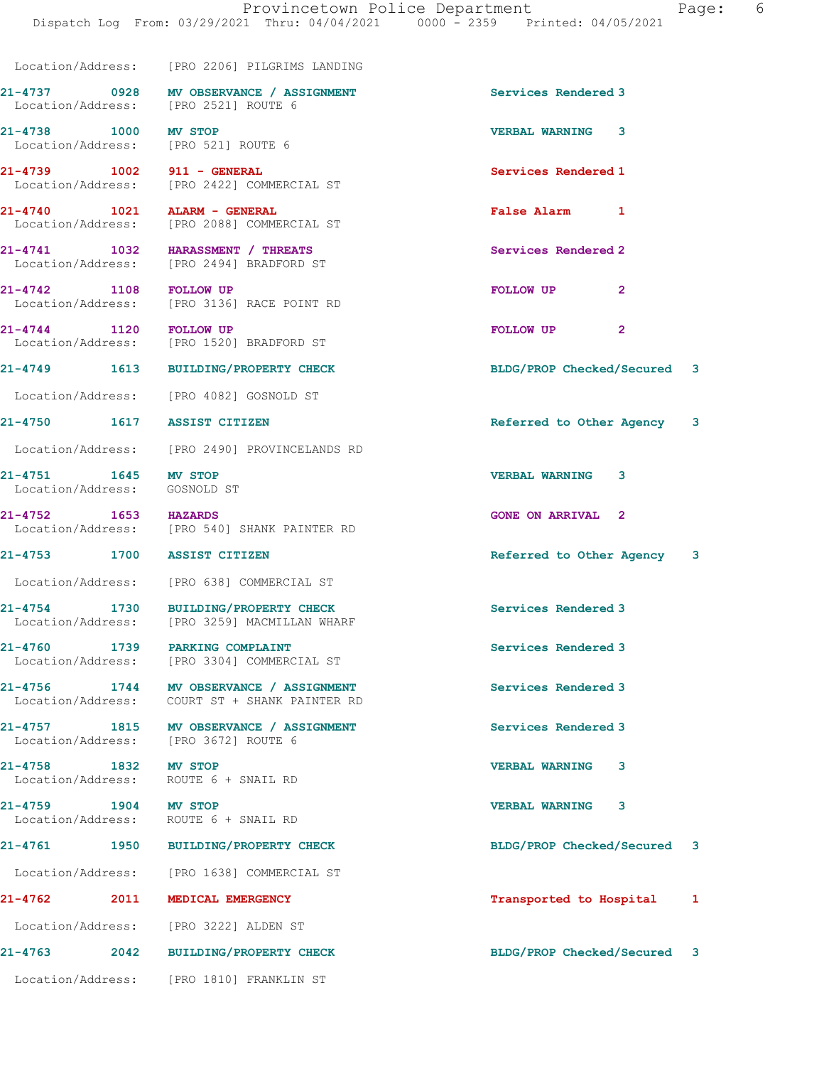Location/Address: [PRO 2206] PILGRIMS LANDING

| Call No. | Time | Call Type | Disposition | Priority |
|---|---|---|---|---|
| 21-4737 | 0928 | MV OBSERVANCE / ASSIGNMENT | Services Rendered | 3 |
| | | Location/Address: [PRO 2521] ROUTE 6 | | |
| 21-4738 | 1000 | MV STOP | VERBAL WARNING | 3 |
| | | Location/Address: [PRO 521] ROUTE 6 | | |
| 21-4739 | 1002 | 911 - GENERAL | Services Rendered | 1 |
| | | Location/Address: [PRO 2422] COMMERCIAL ST | | |
| 21-4740 | 1021 | ALARM - GENERAL | False Alarm | 1 |
| | | Location/Address: [PRO 2088] COMMERCIAL ST | | |
| 21-4741 | 1032 | HARASSMENT / THREATS | Services Rendered | 2 |
| | | Location/Address: [PRO 2494] BRADFORD ST | | |
| 21-4742 | 1108 | FOLLOW UP | FOLLOW UP | 2 |
| | | Location/Address: [PRO 3136] RACE POINT RD | | |
| 21-4744 | 1120 | FOLLOW UP | FOLLOW UP | 2 |
| | | Location/Address: [PRO 1520] BRADFORD ST | | |
| 21-4749 | 1613 | BUILDING/PROPERTY CHECK | BLDG/PROP Checked/Secured | 3 |
| | | Location/Address: [PRO 4082] GOSNOLD ST | | |
| 21-4750 | 1617 | ASSIST CITIZEN | Referred to Other Agency | 3 |
| | | Location/Address: [PRO 2490] PROVINCELANDS RD | | |
| 21-4751 | 1645 | MV STOP | VERBAL WARNING | 3 |
| | | Location/Address: GOSNOLD ST | | |
| 21-4752 | 1653 | HAZARDS | GONE ON ARRIVAL | 2 |
| | | Location/Address: [PRO 540] SHANK PAINTER RD | | |
| 21-4753 | 1700 | ASSIST CITIZEN | Referred to Other Agency | 3 |
| | | Location/Address: [PRO 638] COMMERCIAL ST | | |
| 21-4754 | 1730 | BUILDING/PROPERTY CHECK | Services Rendered | 3 |
| | | Location/Address: [PRO 3259] MACMILLAN WHARF | | |
| 21-4760 | 1739 | PARKING COMPLAINT | Services Rendered | 3 |
| | | Location/Address: [PRO 3304] COMMERCIAL ST | | |
| 21-4756 | 1744 | MV OBSERVANCE / ASSIGNMENT | Services Rendered | 3 |
| | | Location/Address: COURT ST + SHANK PAINTER RD | | |
| 21-4757 | 1815 | MV OBSERVANCE / ASSIGNMENT | Services Rendered | 3 |
| | | Location/Address: [PRO 3672] ROUTE 6 | | |
| 21-4758 | 1832 | MV STOP | VERBAL WARNING | 3 |
| | | Location/Address: ROUTE 6 + SNAIL RD | | |
| 21-4759 | 1904 | MV STOP | VERBAL WARNING | 3 |
| | | Location/Address: ROUTE 6 + SNAIL RD | | |
| 21-4761 | 1950 | BUILDING/PROPERTY CHECK | BLDG/PROP Checked/Secured | 3 |
| | | Location/Address: [PRO 1638] COMMERCIAL ST | | |
| 21-4762 | 2011 | MEDICAL EMERGENCY | Transported to Hospital | 1 |
| | | Location/Address: [PRO 3222] ALDEN ST | | |
| 21-4763 | 2042 | BUILDING/PROPERTY CHECK | BLDG/PROP Checked/Secured | 3 |
| | | Location/Address: [PRO 1810] FRANKLIN ST | | |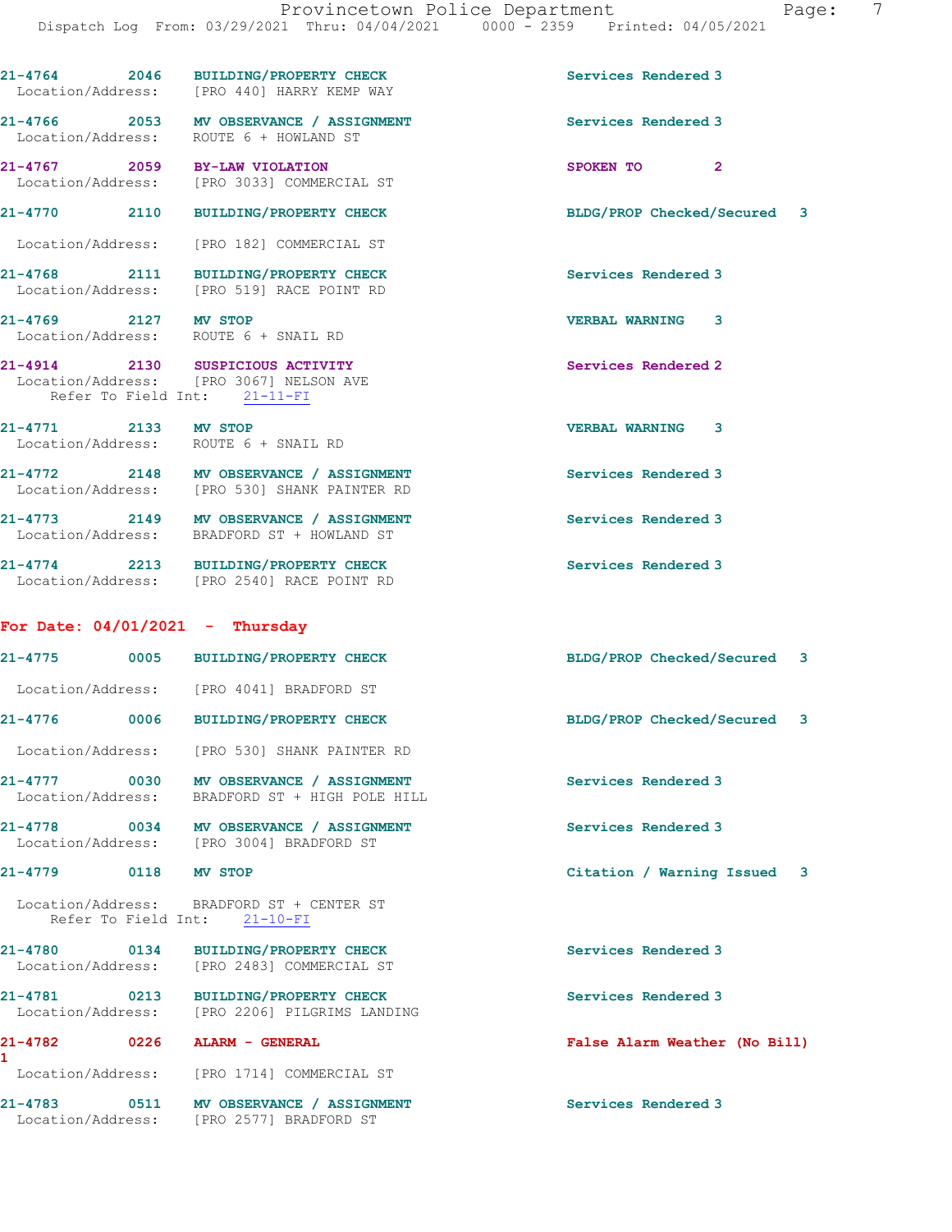21-4764 2046 BUILDING/PROPERTY CHECK Services Rendered 3
Location/Address: [PRO 440] HARRY KEMP WAY

21-4766 2053 MV OBSERVANCE / ASSIGNMENT Services Rendered 3
Location/Address: ROUTE 6 + HOWLAND ST

21-4767 2059 BY-LAW VIOLATION SPOKEN TO 2
Location/Address: [PRO 3033] COMMERCIAL ST

21-4770 2110 BUILDING/PROPERTY CHECK BLDG/PROP Checked/Secured 3
Location/Address: [PRO 182] COMMERCIAL ST

21-4768 2111 BUILDING/PROPERTY CHECK Services Rendered 3
Location/Address: [PRO 519] RACE POINT RD

21-4769 2127 MV STOP VERBAL WARNING 3
Location/Address: ROUTE 6 + SNAIL RD

21-4914 2130 SUSPICIOUS ACTIVITY Services Rendered 2
Location/Address: [PRO 3067] NELSON AVE
Refer To Field Int: 21-11-FI

21-4771 2133 MV STOP VERBAL WARNING 3
Location/Address: ROUTE 6 + SNAIL RD

21-4772 2148 MV OBSERVANCE / ASSIGNMENT Services Rendered 3
Location/Address: [PRO 530] SHANK PAINTER RD

21-4773 2149 MV OBSERVANCE / ASSIGNMENT Services Rendered 3
Location/Address: BRADFORD ST + HOWLAND ST

21-4774 2213 BUILDING/PROPERTY CHECK Services Rendered 3
Location/Address: [PRO 2540] RACE POINT RD

## For Date: 04/01/2021 - Thursday

21-4775 0005 BUILDING/PROPERTY CHECK BLDG/PROP Checked/Secured 3
Location/Address: [PRO 4041] BRADFORD ST

21-4776 0006 BUILDING/PROPERTY CHECK BLDG/PROP Checked/Secured 3
Location/Address: [PRO 530] SHANK PAINTER RD

21-4777 0030 MV OBSERVANCE / ASSIGNMENT Services Rendered 3
Location/Address: BRADFORD ST + HIGH POLE HILL

21-4778 0034 MV OBSERVANCE / ASSIGNMENT Services Rendered 3
Location/Address: [PRO 3004] BRADFORD ST

21-4779 0118 MV STOP Citation / Warning Issued 3
Location/Address: BRADFORD ST + CENTER ST
Refer To Field Int: 21-10-FI

21-4780 0134 BUILDING/PROPERTY CHECK Services Rendered 3
Location/Address: [PRO 2483] COMMERCIAL ST

21-4781 0213 BUILDING/PROPERTY CHECK Services Rendered 3
Location/Address: [PRO 2206] PILGRIMS LANDING

21-4782 0226 ALARM - GENERAL False Alarm Weather (No Bill) 1
Location/Address: [PRO 1714] COMMERCIAL ST

21-4783 0511 MV OBSERVANCE / ASSIGNMENT Services Rendered 3
Location/Address: [PRO 2577] BRADFORD ST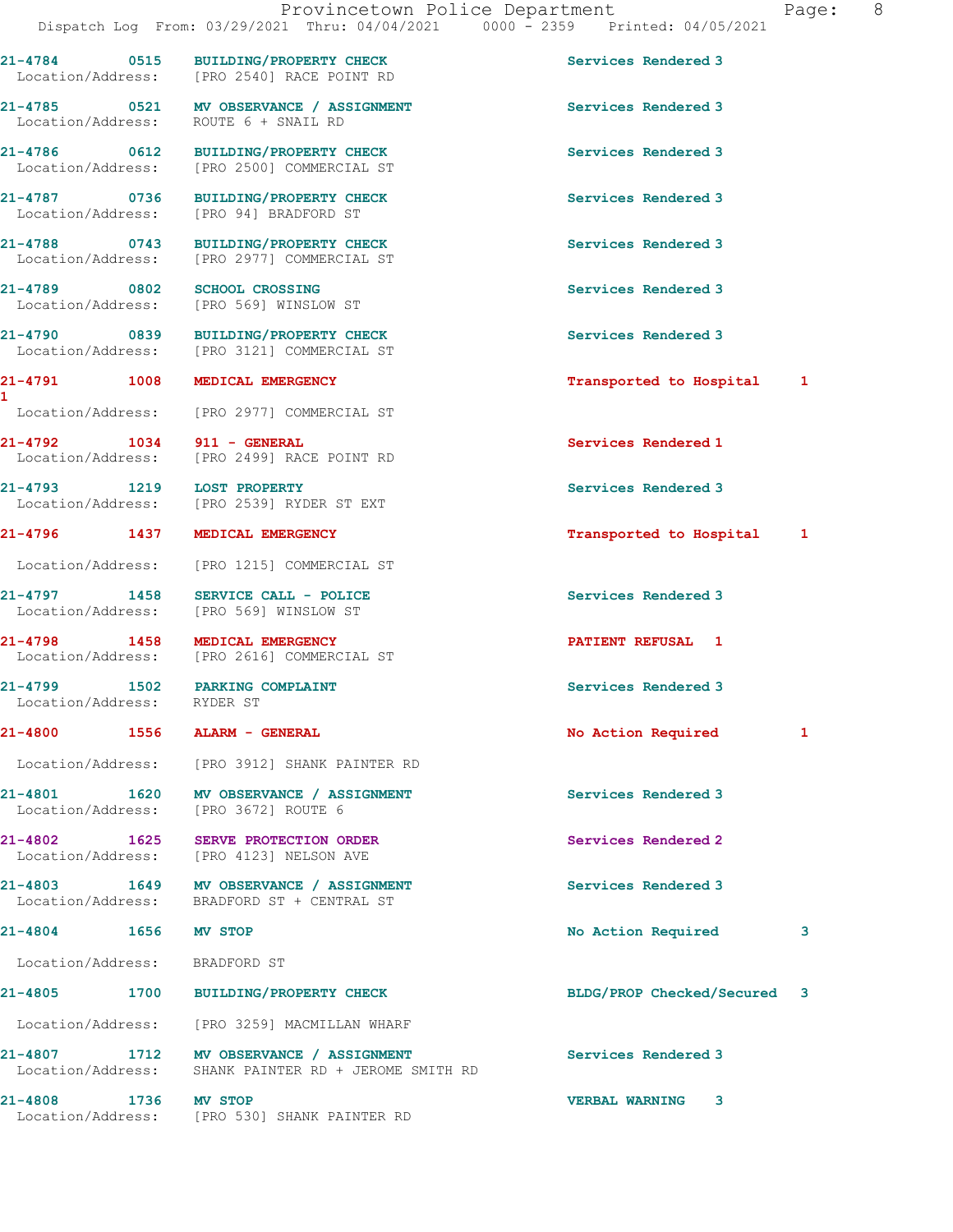| Call # | Time | Call Reason | Action | Priority |
|---|---|---|---|---|
| 21-4784 | 0515 | BUILDING/PROPERTY CHECK | Services Rendered | 3 |
| Location/Address: | | [PRO 2540] RACE POINT RD | | |
| 21-4785 | 0521 | MV OBSERVANCE / ASSIGNMENT | Services Rendered | 3 |
| Location/Address: | | ROUTE 6 + SNAIL RD | | |
| 21-4786 | 0612 | BUILDING/PROPERTY CHECK | Services Rendered | 3 |
| Location/Address: | | [PRO 2500] COMMERCIAL ST | | |
| 21-4787 | 0736 | BUILDING/PROPERTY CHECK | Services Rendered | 3 |
| Location/Address: | | [PRO 94] BRADFORD ST | | |
| 21-4788 | 0743 | BUILDING/PROPERTY CHECK | Services Rendered | 3 |
| Location/Address: | | [PRO 2977] COMMERCIAL ST | | |
| 21-4789 | 0802 | SCHOOL CROSSING | Services Rendered | 3 |
| Location/Address: | | [PRO 569] WINSLOW ST | | |
| 21-4790 | 0839 | BUILDING/PROPERTY CHECK | Services Rendered | 3 |
| Location/Address: | | [PRO 3121] COMMERCIAL ST | | |
| 21-4791 | 1008 | MEDICAL EMERGENCY | Transported to Hospital | 1 |
| 1 | | | | |
| Location/Address: | | [PRO 2977] COMMERCIAL ST | | |
| 21-4792 | 1034 | 911 - GENERAL | Services Rendered | 1 |
| Location/Address: | | [PRO 2499] RACE POINT RD | | |
| 21-4793 | 1219 | LOST PROPERTY | Services Rendered | 3 |
| Location/Address: | | [PRO 2539] RYDER ST EXT | | |
| 21-4796 | 1437 | MEDICAL EMERGENCY | Transported to Hospital | 1 |
| Location/Address: | | [PRO 1215] COMMERCIAL ST | | |
| 21-4797 | 1458 | SERVICE CALL - POLICE | Services Rendered | 3 |
| Location/Address: | | [PRO 569] WINSLOW ST | | |
| 21-4798 | 1458 | MEDICAL EMERGENCY | PATIENT REFUSAL | 1 |
| Location/Address: | | [PRO 2616] COMMERCIAL ST | | |
| 21-4799 | 1502 | PARKING COMPLAINT | Services Rendered | 3 |
| Location/Address: | | RYDER ST | | |
| 21-4800 | 1556 | ALARM - GENERAL | No Action Required | 1 |
| Location/Address: | | [PRO 3912] SHANK PAINTER RD | | |
| 21-4801 | 1620 | MV OBSERVANCE / ASSIGNMENT | Services Rendered | 3 |
| Location/Address: | | [PRO 3672] ROUTE 6 | | |
| 21-4802 | 1625 | SERVE PROTECTION ORDER | Services Rendered | 2 |
| Location/Address: | | [PRO 4123] NELSON AVE | | |
| 21-4803 | 1649 | MV OBSERVANCE / ASSIGNMENT | Services Rendered | 3 |
| Location/Address: | | BRADFORD ST + CENTRAL ST | | |
| 21-4804 | 1656 | MV STOP | No Action Required | 3 |
| Location/Address: | | BRADFORD ST | | |
| 21-4805 | 1700 | BUILDING/PROPERTY CHECK | BLDG/PROP Checked/Secured | 3 |
| Location/Address: | | [PRO 3259] MACMILLAN WHARF | | |
| 21-4807 | 1712 | MV OBSERVANCE / ASSIGNMENT | Services Rendered | 3 |
| Location/Address: | | SHANK PAINTER RD + JEROME SMITH RD | | |
| 21-4808 | 1736 | MV STOP | VERBAL WARNING | 3 |
| Location/Address: | | [PRO 530] SHANK PAINTER RD | | |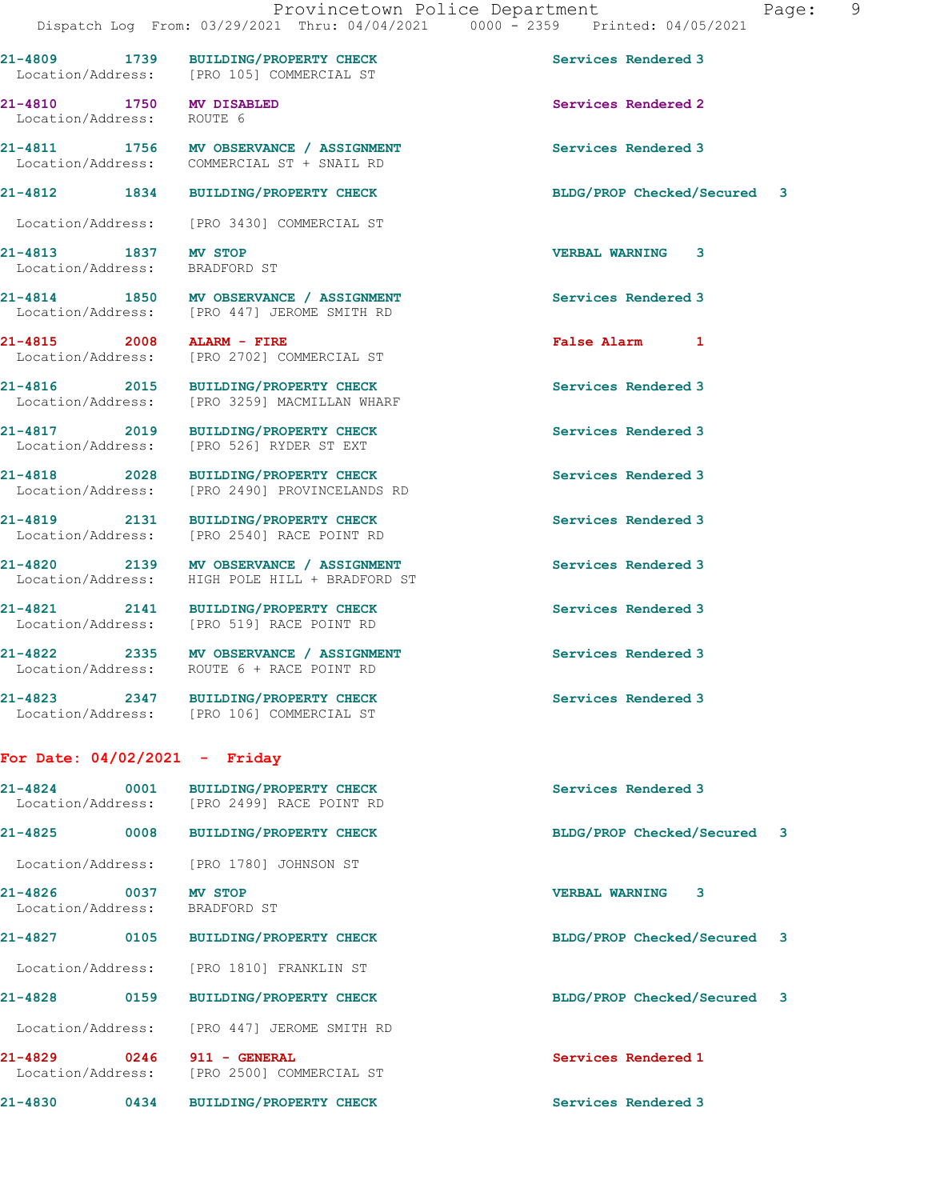21-4809 1739 BUILDING/PROPERTY CHECK Services Rendered 3
Location/Address: [PRO 105] COMMERCIAL ST

21-4810 1750 MV DISABLED Services Rendered 2
Location/Address: ROUTE 6

21-4811 1756 MV OBSERVANCE / ASSIGNMENT Services Rendered 3
Location/Address: COMMERCIAL ST + SNAIL RD

21-4812 1834 BUILDING/PROPERTY CHECK BLDG/PROP Checked/Secured 3
Location/Address: [PRO 3430] COMMERCIAL ST

21-4813 1837 MV STOP VERBAL WARNING 3
Location/Address: BRADFORD ST

21-4814 1850 MV OBSERVANCE / ASSIGNMENT Services Rendered 3
Location/Address: [PRO 447] JEROME SMITH RD

21-4815 2008 ALARM - FIRE False Alarm 1
Location/Address: [PRO 2702] COMMERCIAL ST

21-4816 2015 BUILDING/PROPERTY CHECK Services Rendered 3
Location/Address: [PRO 3259] MACMILLAN WHARF

21-4817 2019 BUILDING/PROPERTY CHECK Services Rendered 3
Location/Address: [PRO 526] RYDER ST EXT

21-4818 2028 BUILDING/PROPERTY CHECK Services Rendered 3
Location/Address: [PRO 2490] PROVINCELANDS RD

21-4819 2131 BUILDING/PROPERTY CHECK Services Rendered 3
Location/Address: [PRO 2540] RACE POINT RD

21-4820 2139 MV OBSERVANCE / ASSIGNMENT Services Rendered 3
Location/Address: HIGH POLE HILL + BRADFORD ST

21-4821 2141 BUILDING/PROPERTY CHECK Services Rendered 3
Location/Address: [PRO 519] RACE POINT RD

21-4822 2335 MV OBSERVANCE / ASSIGNMENT Services Rendered 3
Location/Address: ROUTE 6 + RACE POINT RD

21-4823 2347 BUILDING/PROPERTY CHECK Services Rendered 3
Location/Address: [PRO 106] COMMERCIAL ST

## For Date: 04/02/2021 - Friday

21-4824 0001 BUILDING/PROPERTY CHECK Services Rendered 3
Location/Address: [PRO 2499] RACE POINT RD

21-4825 0008 BUILDING/PROPERTY CHECK BLDG/PROP Checked/Secured 3
Location/Address: [PRO 1780] JOHNSON ST

21-4826 0037 MV STOP VERBAL WARNING 3
Location/Address: BRADFORD ST

21-4827 0105 BUILDING/PROPERTY CHECK BLDG/PROP Checked/Secured 3
Location/Address: [PRO 1810] FRANKLIN ST

21-4828 0159 BUILDING/PROPERTY CHECK BLDG/PROP Checked/Secured 3
Location/Address: [PRO 447] JEROME SMITH RD

21-4829 0246 911 - GENERAL Services Rendered 1
Location/Address: [PRO 2500] COMMERCIAL ST

21-4830 0434 BUILDING/PROPERTY CHECK Services Rendered 3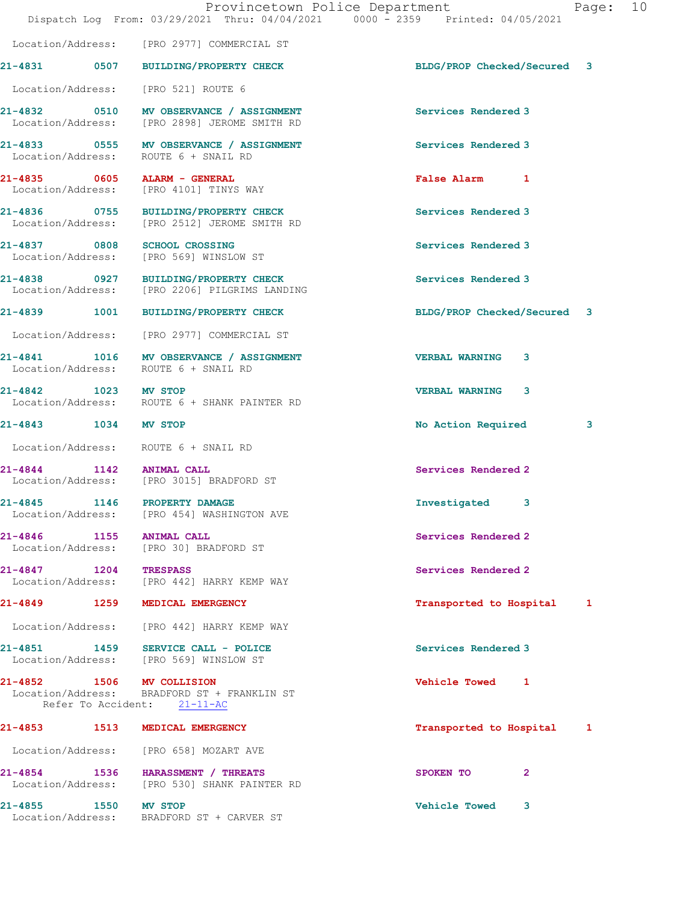Location/Address: [PRO 2977] COMMERCIAL ST

**21-4831 0507 BUILDING/PROPERTY CHECK** BLDG/PROP Checked/Secured 3
Location/Address: [PRO 521] ROUTE 6

**21-4832 0510 MV OBSERVANCE / ASSIGNMENT** Services Rendered 3
Location/Address: [PRO 2898] JEROME SMITH RD

**21-4833 0555 MV OBSERVANCE / ASSIGNMENT** Services Rendered 3
Location/Address: ROUTE 6 + SNAIL RD

**21-4835 0605 ALARM - GENERAL** False Alarm 1
Location/Address: [PRO 4101] TINYS WAY

**21-4836 0755 BUILDING/PROPERTY CHECK** Services Rendered 3
Location/Address: [PRO 2512] JEROME SMITH RD

**21-4837 0808 SCHOOL CROSSING** Services Rendered 3
Location/Address: [PRO 569] WINSLOW ST

**21-4838 0927 BUILDING/PROPERTY CHECK** Services Rendered 3
Location/Address: [PRO 2206] PILGRIMS LANDING

**21-4839 1001 BUILDING/PROPERTY CHECK** BLDG/PROP Checked/Secured 3
Location/Address: [PRO 2977] COMMERCIAL ST

**21-4841 1016 MV OBSERVANCE / ASSIGNMENT** VERBAL WARNING 3
Location/Address: ROUTE 6 + SNAIL RD

**21-4842 1023 MV STOP** VERBAL WARNING 3
Location/Address: ROUTE 6 + SHANK PAINTER RD

**21-4843 1034 MV STOP** No Action Required 3
Location/Address: ROUTE 6 + SNAIL RD

**21-4844 1142 ANIMAL CALL** Services Rendered 2
Location/Address: [PRO 3015] BRADFORD ST

**21-4845 1146 PROPERTY DAMAGE** Investigated 3
Location/Address: [PRO 454] WASHINGTON AVE

**21-4846 1155 ANIMAL CALL** Services Rendered 2
Location/Address: [PRO 30] BRADFORD ST

**21-4847 1204 TRESPASS** Services Rendered 2
Location/Address: [PRO 442] HARRY KEMP WAY

**21-4849 1259 MEDICAL EMERGENCY** Transported to Hospital 1
Location/Address: [PRO 442] HARRY KEMP WAY

**21-4851 1459 SERVICE CALL - POLICE** Services Rendered 3
Location/Address: [PRO 569] WINSLOW ST

**21-4852 1506 MV COLLISION** Vehicle Towed 1
Location/Address: BRADFORD ST + FRANKLIN ST
Refer To Accident: 21-11-AC

**21-4853 1513 MEDICAL EMERGENCY** Transported to Hospital 1
Location/Address: [PRO 658] MOZART AVE

**21-4854 1536 HARASSMENT / THREATS** SPOKEN TO 2
Location/Address: [PRO 530] SHANK PAINTER RD

**21-4855 1550 MV STOP** Vehicle Towed 3
Location/Address: BRADFORD ST + CARVER ST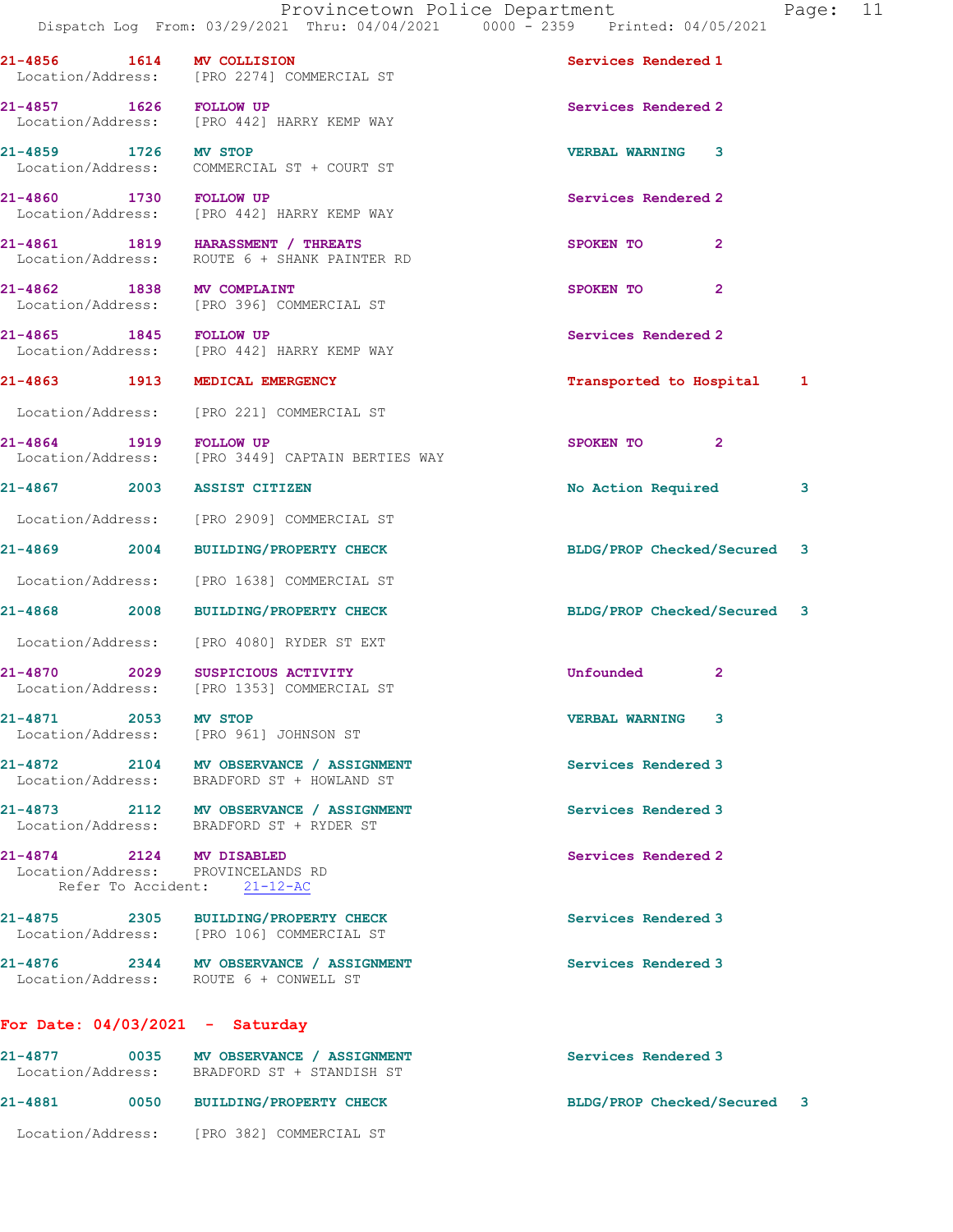21-4856 1614 **MV COLLISION** Services Rendered 1
Location/Address: [PRO 2274] COMMERCIAL ST

21-4857 1626 **FOLLOW UP** Services Rendered 2
Location/Address: [PRO 442] HARRY KEMP WAY

21-4859 1726 **MV STOP** VERBAL WARNING 3
Location/Address: COMMERCIAL ST + COURT ST

21-4860 1730 **FOLLOW UP** Services Rendered 2
Location/Address: [PRO 442] HARRY KEMP WAY

21-4861 1819 **HARASSMENT / THREATS** SPOKEN TO 2
Location/Address: ROUTE 6 + SHANK PAINTER RD

21-4862 1838 **MV COMPLAINT** SPOKEN TO 2
Location/Address: [PRO 396] COMMERCIAL ST

21-4865 1845 **FOLLOW UP** Services Rendered 2
Location/Address: [PRO 442] HARRY KEMP WAY

21-4863 1913 **MEDICAL EMERGENCY** Transported to Hospital 1
Location/Address: [PRO 221] COMMERCIAL ST

21-4864 1919 **FOLLOW UP** SPOKEN TO 2
Location/Address: [PRO 3449] CAPTAIN BERTIES WAY

21-4867 2003 **ASSIST CITIZEN** No Action Required 3
Location/Address: [PRO 2909] COMMERCIAL ST

21-4869 2004 **BUILDING/PROPERTY CHECK** BLDG/PROP Checked/Secured 3
Location/Address: [PRO 1638] COMMERCIAL ST

21-4868 2008 **BUILDING/PROPERTY CHECK** BLDG/PROP Checked/Secured 3
Location/Address: [PRO 4080] RYDER ST EXT

21-4870 2029 **SUSPICIOUS ACTIVITY** Unfounded 2
Location/Address: [PRO 1353] COMMERCIAL ST

21-4871 2053 **MV STOP** VERBAL WARNING 3
Location/Address: [PRO 961] JOHNSON ST

21-4872 2104 **MV OBSERVANCE / ASSIGNMENT** Services Rendered 3
Location/Address: BRADFORD ST + HOWLAND ST

21-4873 2112 **MV OBSERVANCE / ASSIGNMENT** Services Rendered 3
Location/Address: BRADFORD ST + RYDER ST

21-4874 2124 **MV DISABLED** Services Rendered 2
Location/Address: PROVINCELANDS RD
Refer To Accident: 21-12-AC

21-4875 2305 **BUILDING/PROPERTY CHECK** Services Rendered 3
Location/Address: [PRO 106] COMMERCIAL ST

21-4876 2344 **MV OBSERVANCE / ASSIGNMENT** Services Rendered 3
Location/Address: ROUTE 6 + CONWELL ST

**For Date: 04/03/2021 - Saturday**

21-4877 0035 **MV OBSERVANCE / ASSIGNMENT** Services Rendered 3
Location/Address: BRADFORD ST + STANDISH ST

21-4881 0050 **BUILDING/PROPERTY CHECK** BLDG/PROP Checked/Secured 3
Location/Address: [PRO 382] COMMERCIAL ST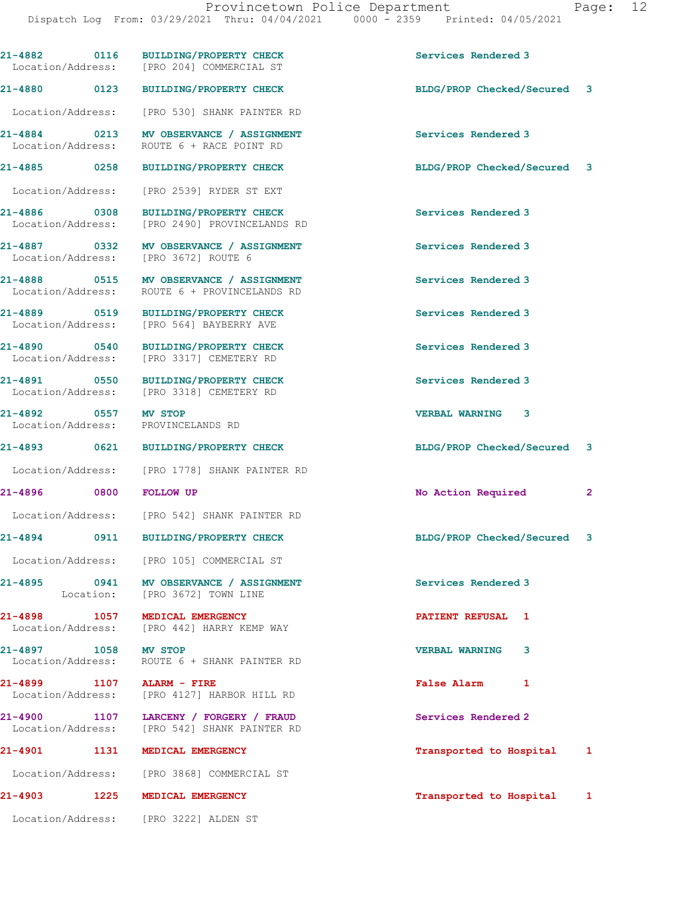| Call # | Time | Call Type | Disposition | Priority |
|---|---|---|---|---|
| 21-4882 | 0116 | BUILDING/PROPERTY CHECK | Services Rendered | 3 |
| Location/Address: | | [PRO 204] COMMERCIAL ST | | |
| 21-4880 | 0123 | BUILDING/PROPERTY CHECK | BLDG/PROP Checked/Secured | 3 |
| Location/Address: | | [PRO 530] SHANK PAINTER RD | | |
| 21-4884 | 0213 | MV OBSERVANCE / ASSIGNMENT | Services Rendered | 3 |
| Location/Address: | | ROUTE 6 + RACE POINT RD | | |
| 21-4885 | 0258 | BUILDING/PROPERTY CHECK | BLDG/PROP Checked/Secured | 3 |
| Location/Address: | | [PRO 2539] RYDER ST EXT | | |
| 21-4886 | 0308 | BUILDING/PROPERTY CHECK | Services Rendered | 3 |
| Location/Address: | | [PRO 2490] PROVINCELANDS RD | | |
| 21-4887 | 0332 | MV OBSERVANCE / ASSIGNMENT | Services Rendered | 3 |
| Location/Address: | | [PRO 3672] ROUTE 6 | | |
| 21-4888 | 0515 | MV OBSERVANCE / ASSIGNMENT | Services Rendered | 3 |
| Location/Address: | | ROUTE 6 + PROVINCELANDS RD | | |
| 21-4889 | 0519 | BUILDING/PROPERTY CHECK | Services Rendered | 3 |
| Location/Address: | | [PRO 564] BAYBERRY AVE | | |
| 21-4890 | 0540 | BUILDING/PROPERTY CHECK | Services Rendered | 3 |
| Location/Address: | | [PRO 3317] CEMETERY RD | | |
| 21-4891 | 0550 | BUILDING/PROPERTY CHECK | Services Rendered | 3 |
| Location/Address: | | [PRO 3318] CEMETERY RD | | |
| 21-4892 | 0557 | MV STOP | VERBAL WARNING | 3 |
| Location/Address: | | PROVINCELANDS RD | | |
| 21-4893 | 0621 | BUILDING/PROPERTY CHECK | BLDG/PROP Checked/Secured | 3 |
| Location/Address: | | [PRO 1778] SHANK PAINTER RD | | |
| 21-4896 | 0800 | FOLLOW UP | No Action Required | 2 |
| Location/Address: | | [PRO 542] SHANK PAINTER RD | | |
| 21-4894 | 0911 | BUILDING/PROPERTY CHECK | BLDG/PROP Checked/Secured | 3 |
| Location/Address: | | [PRO 105] COMMERCIAL ST | | |
| 21-4895 | 0941 | MV OBSERVANCE / ASSIGNMENT | Services Rendered | 3 |
| Location: | | [PRO 3672] TOWN LINE | | |
| 21-4898 | 1057 | MEDICAL EMERGENCY | PATIENT REFUSAL | 1 |
| Location/Address: | | [PRO 442] HARRY KEMP WAY | | |
| 21-4897 | 1058 | MV STOP | VERBAL WARNING | 3 |
| Location/Address: | | ROUTE 6 + SHANK PAINTER RD | | |
| 21-4899 | 1107 | ALARM - FIRE | False Alarm | 1 |
| Location/Address: | | [PRO 4127] HARBOR HILL RD | | |
| 21-4900 | 1107 | LARCENY / FORGERY / FRAUD | Services Rendered | 2 |
| Location/Address: | | [PRO 542] SHANK PAINTER RD | | |
| 21-4901 | 1131 | MEDICAL EMERGENCY | Transported to Hospital | 1 |
| Location/Address: | | [PRO 3868] COMMERCIAL ST | | |
| 21-4903 | 1225 | MEDICAL EMERGENCY | Transported to Hospital | 1 |
| Location/Address: | | [PRO 3222] ALDEN ST | | |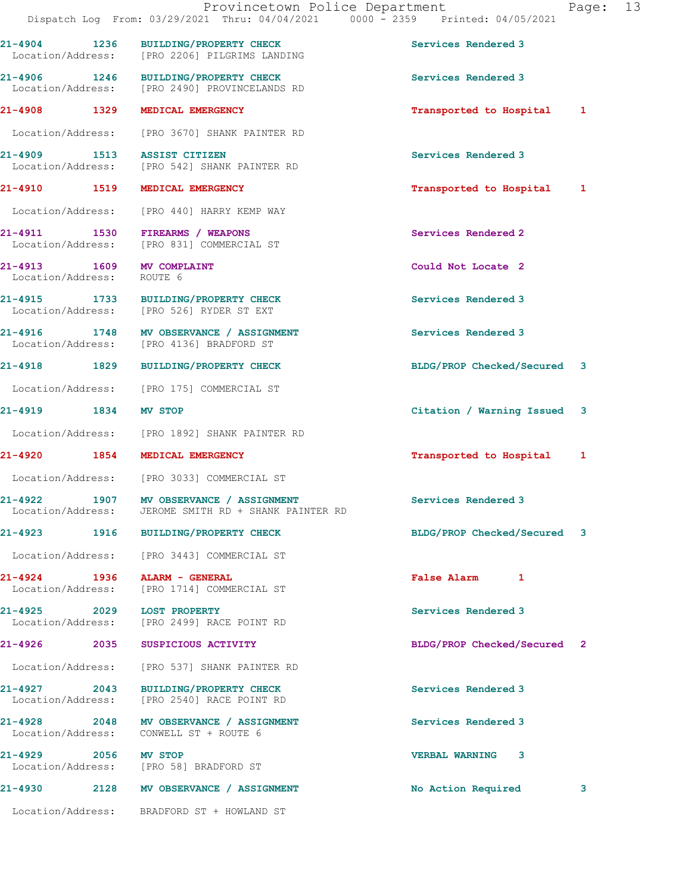21-4904 1236 BUILDING/PROPERTY CHECK Services Rendered 3
Location/Address: [PRO 2206] PILGRIMS LANDING

21-4906 1246 BUILDING/PROPERTY CHECK Services Rendered 3
Location/Address: [PRO 2490] PROVINCELANDS RD

21-4908 1329 MEDICAL EMERGENCY Transported to Hospital 1
Location/Address: [PRO 3670] SHANK PAINTER RD

21-4909 1513 ASSIST CITIZEN Services Rendered 3
Location/Address: [PRO 542] SHANK PAINTER RD

21-4910 1519 MEDICAL EMERGENCY Transported to Hospital 1
Location/Address: [PRO 440] HARRY KEMP WAY

21-4911 1530 FIREARMS / WEAPONS Services Rendered 2
Location/Address: [PRO 831] COMMERCIAL ST

21-4913 1609 MV COMPLAINT Could Not Locate 2
Location/Address: ROUTE 6

21-4915 1733 BUILDING/PROPERTY CHECK Services Rendered 3
Location/Address: [PRO 526] RYDER ST EXT

21-4916 1748 MV OBSERVANCE / ASSIGNMENT Services Rendered 3
Location/Address: [PRO 4136] BRADFORD ST

21-4918 1829 BUILDING/PROPERTY CHECK BLDG/PROP Checked/Secured 3
Location/Address: [PRO 175] COMMERCIAL ST

21-4919 1834 MV STOP Citation / Warning Issued 3
Location/Address: [PRO 1892] SHANK PAINTER RD

21-4920 1854 MEDICAL EMERGENCY Transported to Hospital 1
Location/Address: [PRO 3033] COMMERCIAL ST

21-4922 1907 MV OBSERVANCE / ASSIGNMENT Services Rendered 3
Location/Address: JEROME SMITH RD + SHANK PAINTER RD

21-4923 1916 BUILDING/PROPERTY CHECK BLDG/PROP Checked/Secured 3
Location/Address: [PRO 3443] COMMERCIAL ST

21-4924 1936 ALARM - GENERAL False Alarm 1
Location/Address: [PRO 1714] COMMERCIAL ST

21-4925 2029 LOST PROPERTY Services Rendered 3
Location/Address: [PRO 2499] RACE POINT RD

21-4926 2035 SUSPICIOUS ACTIVITY BLDG/PROP Checked/Secured 2
Location/Address: [PRO 537] SHANK PAINTER RD

21-4927 2043 BUILDING/PROPERTY CHECK Services Rendered 3
Location/Address: [PRO 2540] RACE POINT RD

21-4928 2048 MV OBSERVANCE / ASSIGNMENT Services Rendered 3
Location/Address: CONWELL ST + ROUTE 6

21-4929 2056 MV STOP VERBAL WARNING 3
Location/Address: [PRO 58] BRADFORD ST

21-4930 2128 MV OBSERVANCE / ASSIGNMENT No Action Required 3
Location/Address: BRADFORD ST + HOWLAND ST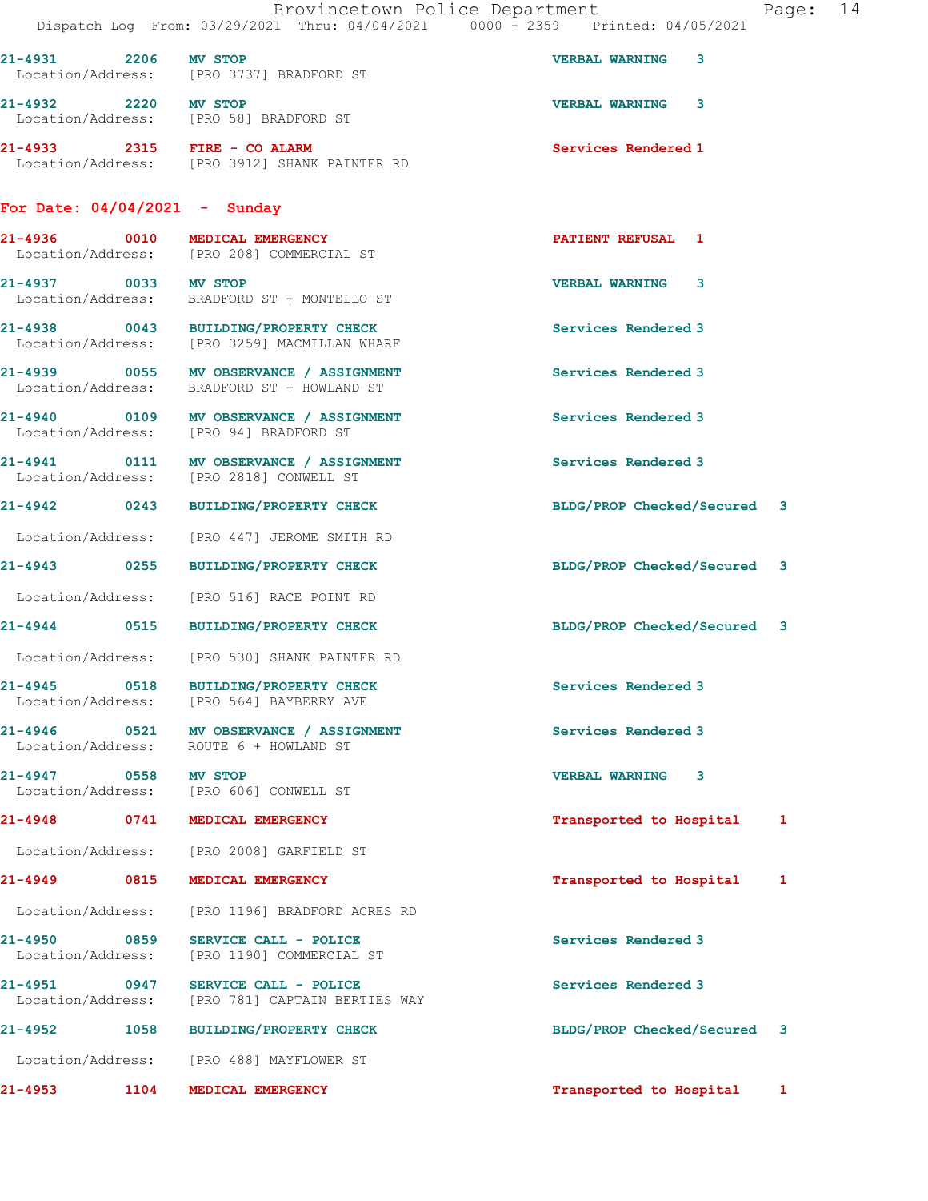21-4931 2206 MV STOP VERBAL WARNING 3
Location/Address: [PRO 3737] BRADFORD ST

21-4932 2220 MV STOP VERBAL WARNING 3
Location/Address: [PRO 58] BRADFORD ST

21-4933 2315 FIRE - CO ALARM Services Rendered 1
Location/Address: [PRO 3912] SHANK PAINTER RD

## For Date: 04/04/2021 - Sunday

21-4936 0010 MEDICAL EMERGENCY PATIENT REFUSAL 1
Location/Address: [PRO 208] COMMERCIAL ST

21-4937 0033 MV STOP VERBAL WARNING 3
Location/Address: BRADFORD ST + MONTELLO ST

21-4938 0043 BUILDING/PROPERTY CHECK Services Rendered 3
Location/Address: [PRO 3259] MACMILLAN WHARF

21-4939 0055 MV OBSERVANCE / ASSIGNMENT Services Rendered 3
Location/Address: BRADFORD ST + HOWLAND ST

21-4940 0109 MV OBSERVANCE / ASSIGNMENT Services Rendered 3
Location/Address: [PRO 94] BRADFORD ST

21-4941 0111 MV OBSERVANCE / ASSIGNMENT Services Rendered 3
Location/Address: [PRO 2818] CONWELL ST

21-4942 0243 BUILDING/PROPERTY CHECK BLDG/PROP Checked/Secured 3
Location/Address: [PRO 447] JEROME SMITH RD

21-4943 0255 BUILDING/PROPERTY CHECK BLDG/PROP Checked/Secured 3
Location/Address: [PRO 516] RACE POINT RD

21-4944 0515 BUILDING/PROPERTY CHECK BLDG/PROP Checked/Secured 3
Location/Address: [PRO 530] SHANK PAINTER RD

21-4945 0518 BUILDING/PROPERTY CHECK Services Rendered 3
Location/Address: [PRO 564] BAYBERRY AVE

21-4946 0521 MV OBSERVANCE / ASSIGNMENT Services Rendered 3
Location/Address: ROUTE 6 + HOWLAND ST

21-4947 0558 MV STOP VERBAL WARNING 3
Location/Address: [PRO 606] CONWELL ST

21-4948 0741 MEDICAL EMERGENCY Transported to Hospital 1
Location/Address: [PRO 2008] GARFIELD ST

21-4949 0815 MEDICAL EMERGENCY Transported to Hospital 1
Location/Address: [PRO 1196] BRADFORD ACRES RD

21-4950 0859 SERVICE CALL - POLICE Services Rendered 3
Location/Address: [PRO 1190] COMMERCIAL ST

21-4951 0947 SERVICE CALL - POLICE Services Rendered 3
Location/Address: [PRO 781] CAPTAIN BERTIES WAY

21-4952 1058 BUILDING/PROPERTY CHECK BLDG/PROP Checked/Secured 3
Location/Address: [PRO 488] MAYFLOWER ST

21-4953 1104 MEDICAL EMERGENCY Transported to Hospital 1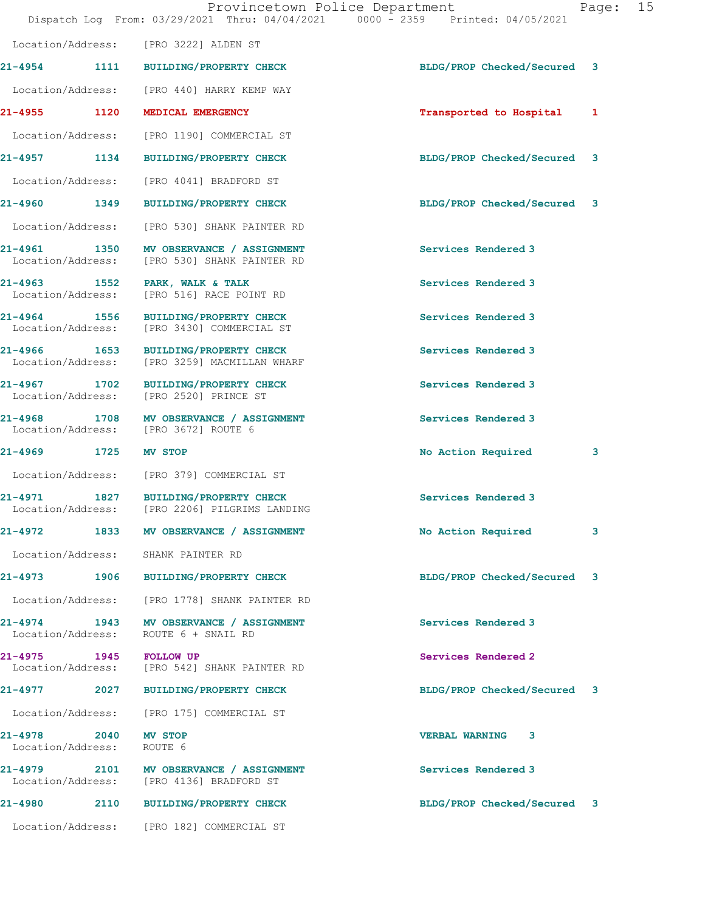Location/Address: [PRO 3222] ALDEN ST

| Call # | Time | Call Reason | Action | Priority |
|---|---|---|---|---|
| 21-4954 | 1111 | BUILDING/PROPERTY CHECK | BLDG/PROP Checked/Secured | 3 |
| | | Location/Address: [PRO 440] HARRY KEMP WAY | | |
| 21-4955 | 1120 | MEDICAL EMERGENCY | Transported to Hospital | 1 |
| | | Location/Address: [PRO 1190] COMMERCIAL ST | | |
| 21-4957 | 1134 | BUILDING/PROPERTY CHECK | BLDG/PROP Checked/Secured | 3 |
| | | Location/Address: [PRO 4041] BRADFORD ST | | |
| 21-4960 | 1349 | BUILDING/PROPERTY CHECK | BLDG/PROP Checked/Secured | 3 |
| | | Location/Address: [PRO 530] SHANK PAINTER RD | | |
| 21-4961 | 1350 | MV OBSERVANCE / ASSIGNMENT | Services Rendered | 3 |
| | | Location/Address: [PRO 530] SHANK PAINTER RD | | |
| 21-4963 | 1552 | PARK, WALK & TALK | Services Rendered | 3 |
| | | Location/Address: [PRO 516] RACE POINT RD | | |
| 21-4964 | 1556 | BUILDING/PROPERTY CHECK | Services Rendered | 3 |
| | | Location/Address: [PRO 3430] COMMERCIAL ST | | |
| 21-4966 | 1653 | BUILDING/PROPERTY CHECK | Services Rendered | 3 |
| | | Location/Address: [PRO 3259] MACMILLAN WHARF | | |
| 21-4967 | 1702 | BUILDING/PROPERTY CHECK | Services Rendered | 3 |
| | | Location/Address: [PRO 2520] PRINCE ST | | |
| 21-4968 | 1708 | MV OBSERVANCE / ASSIGNMENT | Services Rendered | 3 |
| | | Location/Address: [PRO 3672] ROUTE 6 | | |
| 21-4969 | 1725 | MV STOP | No Action Required | 3 |
| | | Location/Address: [PRO 379] COMMERCIAL ST | | |
| 21-4971 | 1827 | BUILDING/PROPERTY CHECK | Services Rendered | 3 |
| | | Location/Address: [PRO 2206] PILGRIMS LANDING | | |
| 21-4972 | 1833 | MV OBSERVANCE / ASSIGNMENT | No Action Required | 3 |
| | | Location/Address: SHANK PAINTER RD | | |
| 21-4973 | 1906 | BUILDING/PROPERTY CHECK | BLDG/PROP Checked/Secured | 3 |
| | | Location/Address: [PRO 1778] SHANK PAINTER RD | | |
| 21-4974 | 1943 | MV OBSERVANCE / ASSIGNMENT | Services Rendered | 3 |
| | | Location/Address: ROUTE 6 + SNAIL RD | | |
| 21-4975 | 1945 | FOLLOW UP | Services Rendered | 2 |
| | | Location/Address: [PRO 542] SHANK PAINTER RD | | |
| 21-4977 | 2027 | BUILDING/PROPERTY CHECK | BLDG/PROP Checked/Secured | 3 |
| | | Location/Address: [PRO 175] COMMERCIAL ST | | |
| 21-4978 | 2040 | MV STOP | VERBAL WARNING | 3 |
| | | Location/Address: ROUTE 6 | | |
| 21-4979 | 2101 | MV OBSERVANCE / ASSIGNMENT | Services Rendered | 3 |
| | | Location/Address: [PRO 4136] BRADFORD ST | | |
| 21-4980 | 2110 | BUILDING/PROPERTY CHECK | BLDG/PROP Checked/Secured | 3 |
| | | Location/Address: [PRO 182] COMMERCIAL ST | | |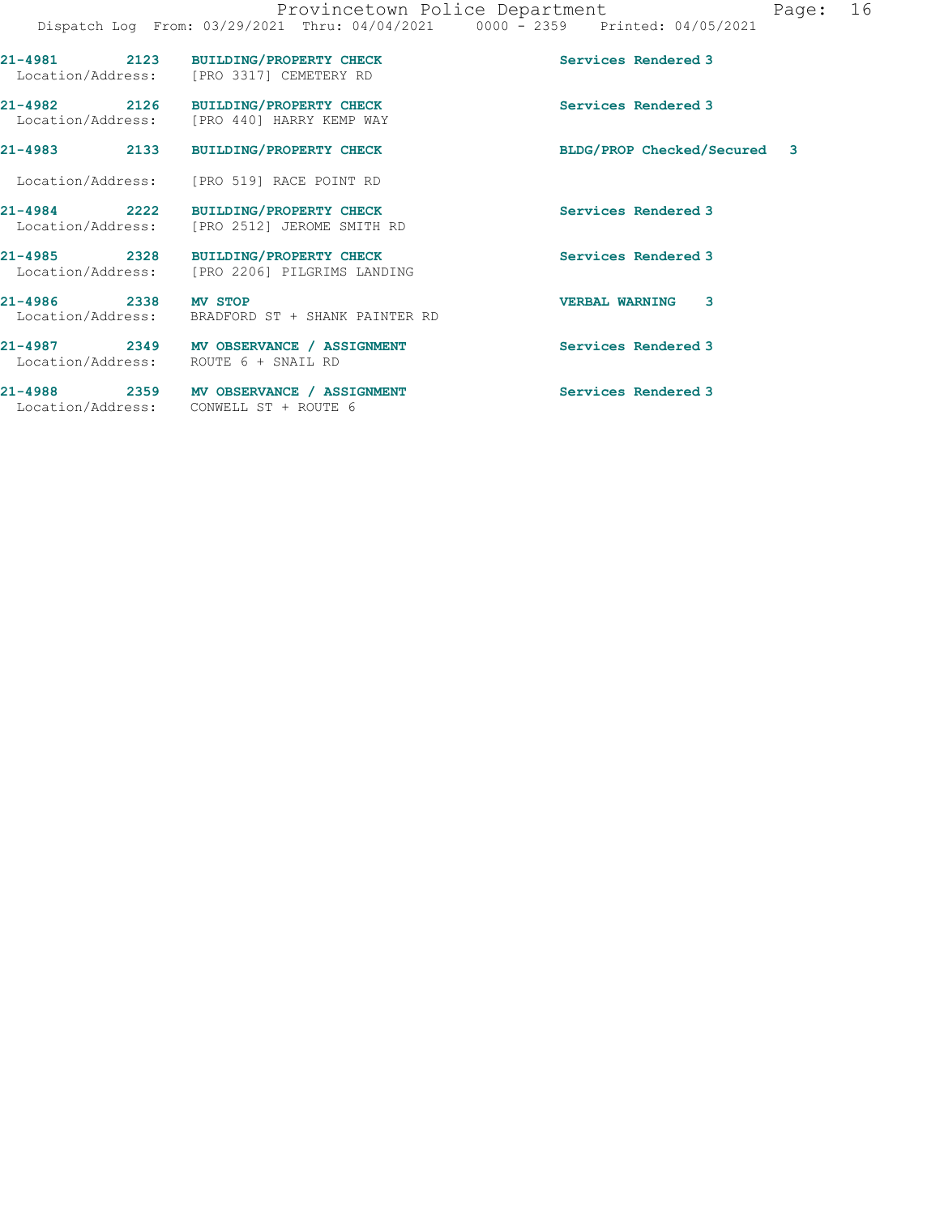**21-4981 2123 BUILDING/PROPERTY CHECK** — **Services Rendered 3**
Location/Address: [PRO 3317] CEMETERY RD

**21-4982 2126 BUILDING/PROPERTY CHECK** — **Services Rendered 3**
Location/Address: [PRO 440] HARRY KEMP WAY

**21-4983 2133 BUILDING/PROPERTY CHECK** — **BLDG/PROP Checked/Secured 3**
Location/Address: [PRO 519] RACE POINT RD

**21-4984 2222 BUILDING/PROPERTY CHECK** — **Services Rendered 3**
Location/Address: [PRO 2512] JEROME SMITH RD

**21-4985 2328 BUILDING/PROPERTY CHECK** — **Services Rendered 3**
Location/Address: [PRO 2206] PILGRIMS LANDING

**21-4986 2338 MV STOP** — **VERBAL WARNING 3**
Location/Address: BRADFORD ST + SHANK PAINTER RD

**21-4987 2349 MV OBSERVANCE / ASSIGNMENT** — **Services Rendered 3**
Location/Address: ROUTE 6 + SNAIL RD

**21-4988 2359 MV OBSERVANCE / ASSIGNMENT** — **Services Rendered 3**
Location/Address: CONWELL ST + ROUTE 6